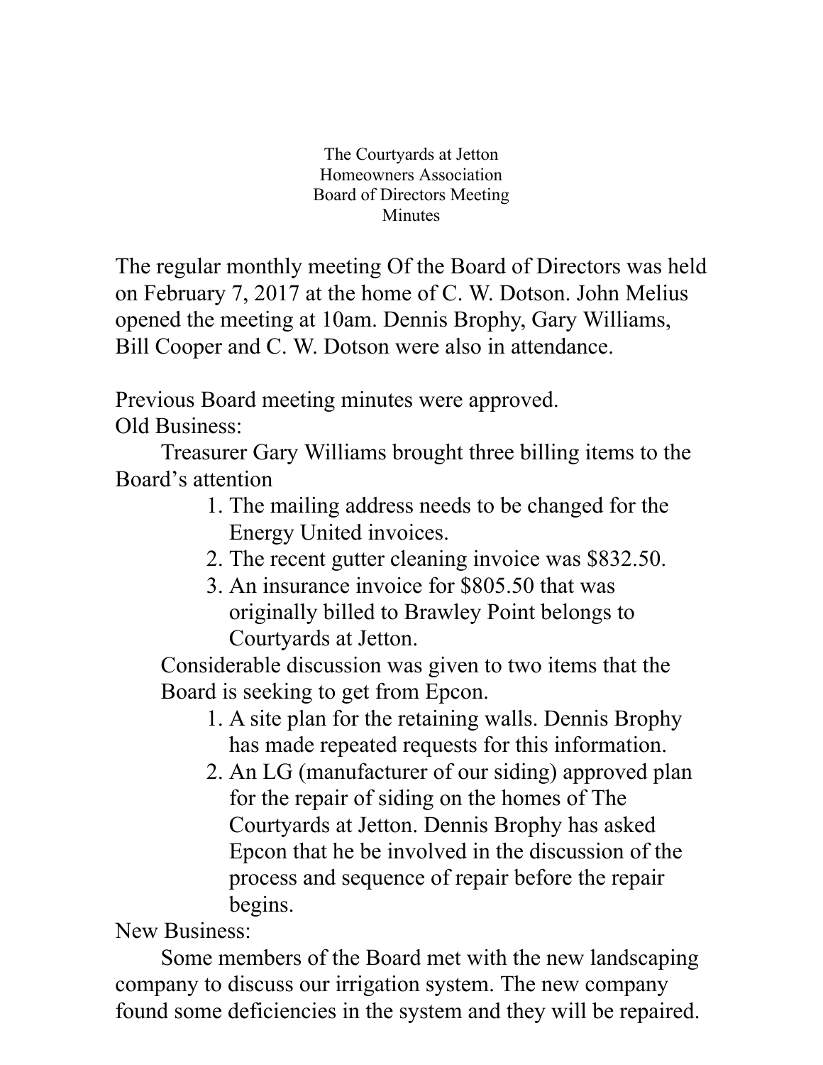The Courtyards at Jetton
Homeowners Association
Board of Directors Meeting
Minutes

The regular monthly meeting Of the Board of Directors was held on February 7, 2017 at the home of C. W. Dotson. John Melius opened the meeting at 10am. Dennis Brophy, Gary Williams, Bill Cooper and C. W. Dotson were also in attendance.

Previous Board meeting minutes were approved.

Old Business:

Treasurer Gary Williams brought three billing items to the Board's attention

1. The mailing address needs to be changed for the Energy United invoices.
2. The recent gutter cleaning invoice was $832.50.
3. An insurance invoice for $805.50 that was originally billed to Brawley Point belongs to Courtyards at Jetton.

Considerable discussion was given to two items that the Board is seeking to get from Epcon.

1. A site plan for the retaining walls. Dennis Brophy has made repeated requests for this information.
2. An LG (manufacturer of our siding) approved plan for the repair of siding on the homes of The Courtyards at Jetton. Dennis Brophy has asked Epcon that he be involved in the discussion of the process and sequence of repair before the repair begins.

New Business:

Some members of the Board met with the new landscaping company to discuss our irrigation system. The new company found some deficiencies in the system and they will be repaired.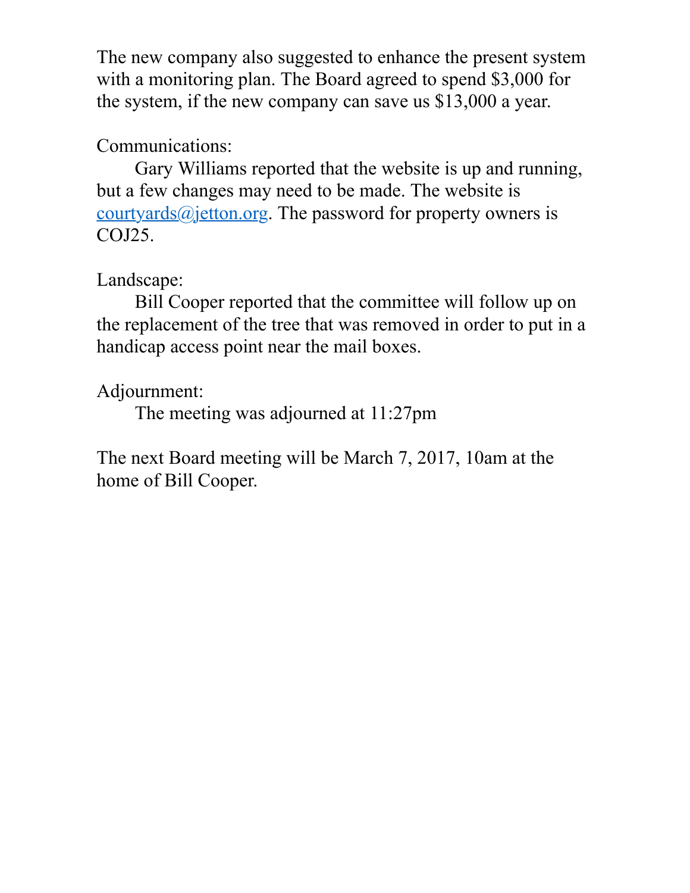The new company also suggested to enhance the present system with a monitoring plan. The Board agreed to spend $3,000 for the system, if the new company can save us $13,000 a year.

Communications:

Gary Williams reported that the website is up and running, but a few changes may need to be made. The website is courtyards@jetton.org. The password for property owners is COJ25.

Landscape:

Bill Cooper reported that the committee will follow up on the replacement of the tree that was removed in order to put in a handicap access point near the mail boxes.

Adjournment:

The meeting was adjourned at 11:27pm

The next Board meeting will be March 7, 2017, 10am at the home of Bill Cooper.